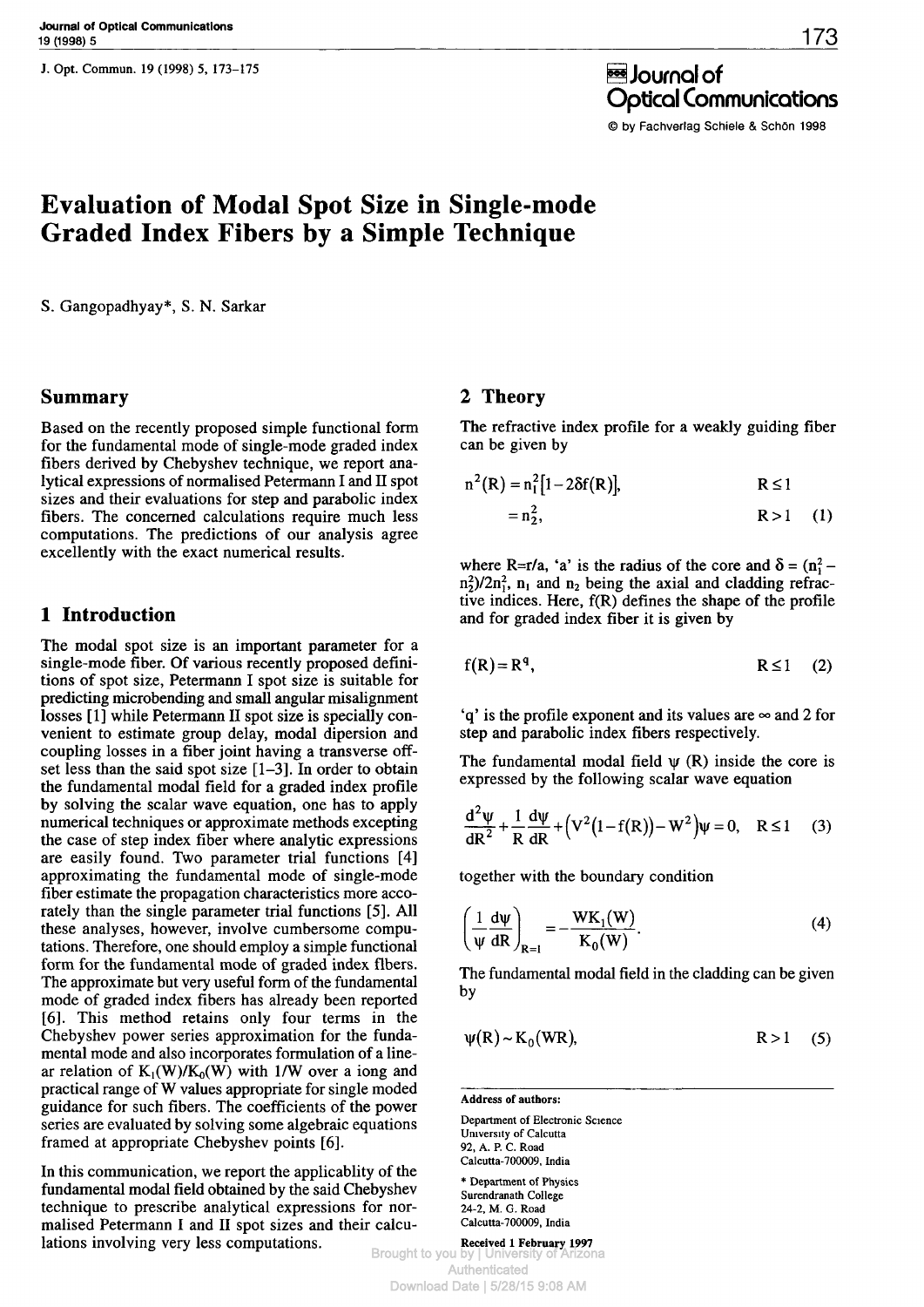# Evaluation of Modal Spot Size in Single-mode Graded Index Fibers by a Simple Technique

S. Gangopadhyay*, S. N. Sarkar

## Summary

Based on the recently proposed simple functional form for the fundamental mode of single-mode graded index fibers derived by Chebyshev technique, we report analytical expressions of normalised Petermann I and II spot sizes and their evaluations for step and parabolic index fibers. The concerned calculations require much less computations. The predictions of our analysis agree excellently with the exact numerical results.

## 1 Introduction

The modal spot size is an important parameter for a single-mode fiber. Of various recently proposed definitions of spot size, Petermann I spot size is suitable for predicting microbending and small angular misalignment losses [1] while Petermann II spot size is specially convenient to estimate group delay, modal dipersion and coupling losses in a fiber joint having a transverse offset less than the said spot size [1–3]. In order to obtain the fundamental modal field for a graded index profile by solving the scalar wave equation, one has to apply numerical techniques or approximate methods excepting the case of step index fiber where analytic expressions are easily found. Two parameter trial functions [4] approximating the fundamental mode of single-mode fiber estimate the propagation characteristics more accorately than the single parameter trial functions [5]. All these analyses, however, involve cumbersome computations. Therefore, one should employ a simple functional form for the fundamental mode of graded index flbers. The approximate but very useful form of the fundamental mode of graded index fibers has already been reported [6]. This method retains only four terms in the Chebyshev power series approximation for the fundamental mode and also incorporates formulation of a linear relation of $K_1(W)/K_0(W)$ with $1/W$ over a iong and practical range of W values appropriate for single moded guidance for such fibers. The coefficients of the power series are evaluated by solving some algebraic equations framed at appropriate Chebyshev points [6].

In this communication, we report the applicablity of the fundamental modal field obtained by the said Chebyshev technique to prescribe analytical expressions for normalised Petermann I and II spot sizes and their calculations involving very less computations.

## 2 Theory

The refractive index profile for a weakly guiding fiber can be given by

$$n^2(R) = n_1^2[1-2\delta f(R)], \qquad R \le 1$$
$$= n_2^2, \qquad R > 1 \quad (1)$$

where R=r/a, 'a' is the radius of the core and $\delta = (n_1^2 - n_2^2)/2n_1^2$, $n_1$ and $n_2$ being the axial and cladding refractive indices. Here, f(R) defines the shape of the profile and for graded index fiber it is given by

$$f(R) = R^q, \qquad R \le 1 \quad (2)$$

'q' is the profile exponent and its values are ∞ and 2 for step and parabolic index fibers respectively.

The fundamental modal field ψ (R) inside the core is expressed by the following scalar wave equation

$$\frac{d^2\psi}{dR^2} + \frac{1}{R}\frac{d\psi}{dR} + \left(V^2(1-f(R)) - W^2\right)\psi = 0, \quad R \le 1 \quad (3)$$

together with the boundary condition

$$\left(\frac{1}{\psi}\frac{d\psi}{dR}\right)_{R=1} = -\frac{WK_1(W)}{K_0(W)}. \quad (4)$$

The fundamental modal field in the cladding can be given by

$$\psi(R) \sim K_0(WR), \qquad R > 1 \quad (5)$$

---

**Address of authors:**

Department of Electronic Science
University of Calcutta
92, A. P. C. Road
Calcutta-700009, India

* Department of Physics
Surendranath College
24-2, M. G. Road
Calcutta-700009, India

**Received 1 February 1997**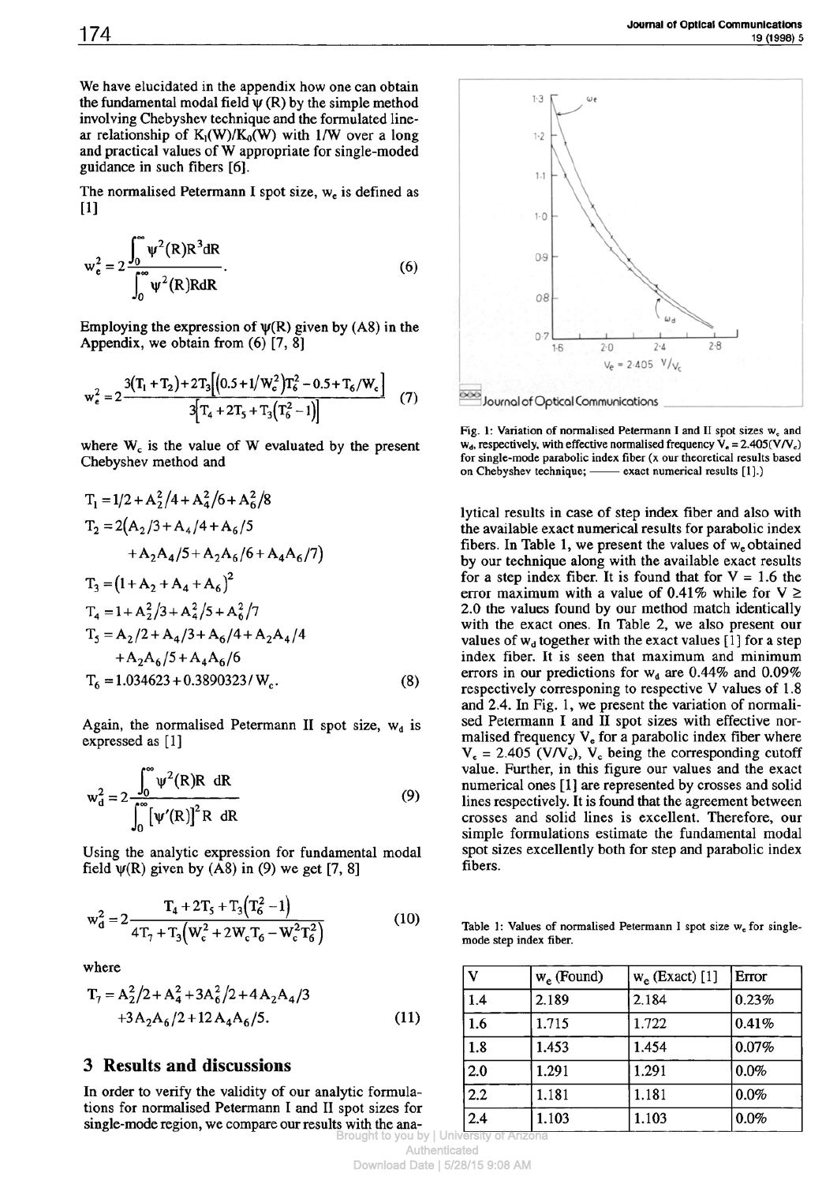We have elucidated in the appendix how one can obtain the fundamental modal field $\psi(R)$ by the simple method involving Chebyshev technique and the formulated linear relationship of $K_1(W)/K_0(W)$ with $1/W$ over a long and practical values of W appropriate for single-moded guidance in such fibers [6].

The normalised Petermann I spot size, $w_e$ is defined as [1]

$$w_e^2 = 2\frac{\int_0^\infty \psi^2(R)R^3 dR}{\int_0^\infty \psi^2(R)RdR}. \tag{6}$$

Employing the expression of $\psi(R)$ given by (A8) in the Appendix, we obtain from (6) [7, 8]

$$w_e^2 = 2\frac{3(T_1+T_2)+2T_3\left[\left(0.5+1/W_c^2\right)T_6^2 - 0.5 + T_6/W_c\right]}{3\left[T_4+2T_5+T_3\left(T_6^2-1\right)\right]} \tag{7}$$

where $W_c$ is the value of W evaluated by the present Chebyshev method and

$$\begin{aligned}
T_1 &= 1/2 + A_2^2/4 + A_4^2/6 + A_6^2/8 \\
T_2 &= 2(A_2/3 + A_4/4 + A_6/5 \\
&\quad + A_2A_4/5 + A_2A_6/6 + A_4A_6/7) \\
T_3 &= (1 + A_2 + A_4 + A_6)^2 \\
T_4 &= 1 + A_2^2/3 + A_4^2/5 + A_6^2/7 \\
T_5 &= A_2/2 + A_4/3 + A_6/4 + A_2A_4/4 \\
&\quad + A_2A_6/5 + A_4A_6/6 \\
T_6 &= 1.034623 + 0.3890323/W_c.
\end{aligned} \tag{8}$$

Again, the normalised Petermann II spot size, $w_d$ is expressed as [1]

$$w_d^2 = 2\frac{\int_0^\infty \psi^2(R)R \; dR}{\int_0^\infty \left[\psi'(R)\right]^2 R \; dR} \tag{9}$$

Using the analytic expression for fundamental modal field $\psi(R)$ given by (A8) in (9) we get [7, 8]

$$w_d^2 = 2\frac{T_4 + 2T_5 + T_3\left(T_6^2 - 1\right)}{4T_7 + T_3\left(W_c^2 + 2W_cT_6 - W_c^2T_6^2\right)} \tag{10}$$

where

$$\begin{aligned}
T_7 &= A_2^2/2 + A_4^2 + 3A_6^2/2 + 4A_2A_4/3 \\
&\quad + 3A_2A_6/2 + 12A_4A_6/5.
\end{aligned} \tag{11}$$

## 3 Results and discussions

In order to verify the validity of our analytic formulations for normalised Petermann I and II spot sizes for single-mode region, we compare our results with the analytical results in case of step index fiber and also with the available exact numerical results for parabolic index fibers. In Table 1, we present the values of $w_e$ obtained by our technique along with the available exact results for a step index fiber. It is found that for V = 1.6 the error maximum with a value of 0.41% while for V ≥ 2.0 the values found by our method match identically with the exact ones. In Table 2, we also present our values of $w_d$ together with the exact values [1] for a step index fiber. It is seen that maximum and minimum errors in our predictions for $w_d$ are 0.44% and 0.09% respectively corresponding to respective V values of 1.8 and 2.4. In Fig. 1, we present the variation of normalised Petermann I and II spot sizes with effective normalised frequency $V_e$ for a parabolic index fiber where $V_e = 2.405\,(V/V_c)$, $V_c$ being the corresponding cutoff value. Further, in this figure our values and the exact numerical ones [1] are represented by crosses and solid lines respectively. It is found that the agreement between crosses and solid lines is excellent. Therefore, our simple formulations estimate the fundamental modal spot sizes excellently both for step and parabolic index fibers.

Fig. 1: Variation of normalised Petermann I and II spot sizes $w_e$ and $w_d$, respectively, with effective normalised frequency $V_e = 2.405(V/V_c)$ for single-mode parabolic index fiber (x our theoretical results based on Chebyshev technique; ——— exact numerical results [1].)

Table 1: Values of normalised Petermann I spot size $w_e$ for single-mode step index fiber.

| V | $w_e$ (Found) | $w_e$ (Exact) [1] | Error |
|---|---|---|---|
| 1.4 | 2.189 | 2.184 | 0.23% |
| 1.6 | 1.715 | 1.722 | 0.41% |
| 1.8 | 1.453 | 1.454 | 0.07% |
| 2.0 | 1.291 | 1.291 | 0.0% |
| 2.2 | 1.181 | 1.181 | 0.0% |
| 2.4 | 1.103 | 1.103 | 0.0% |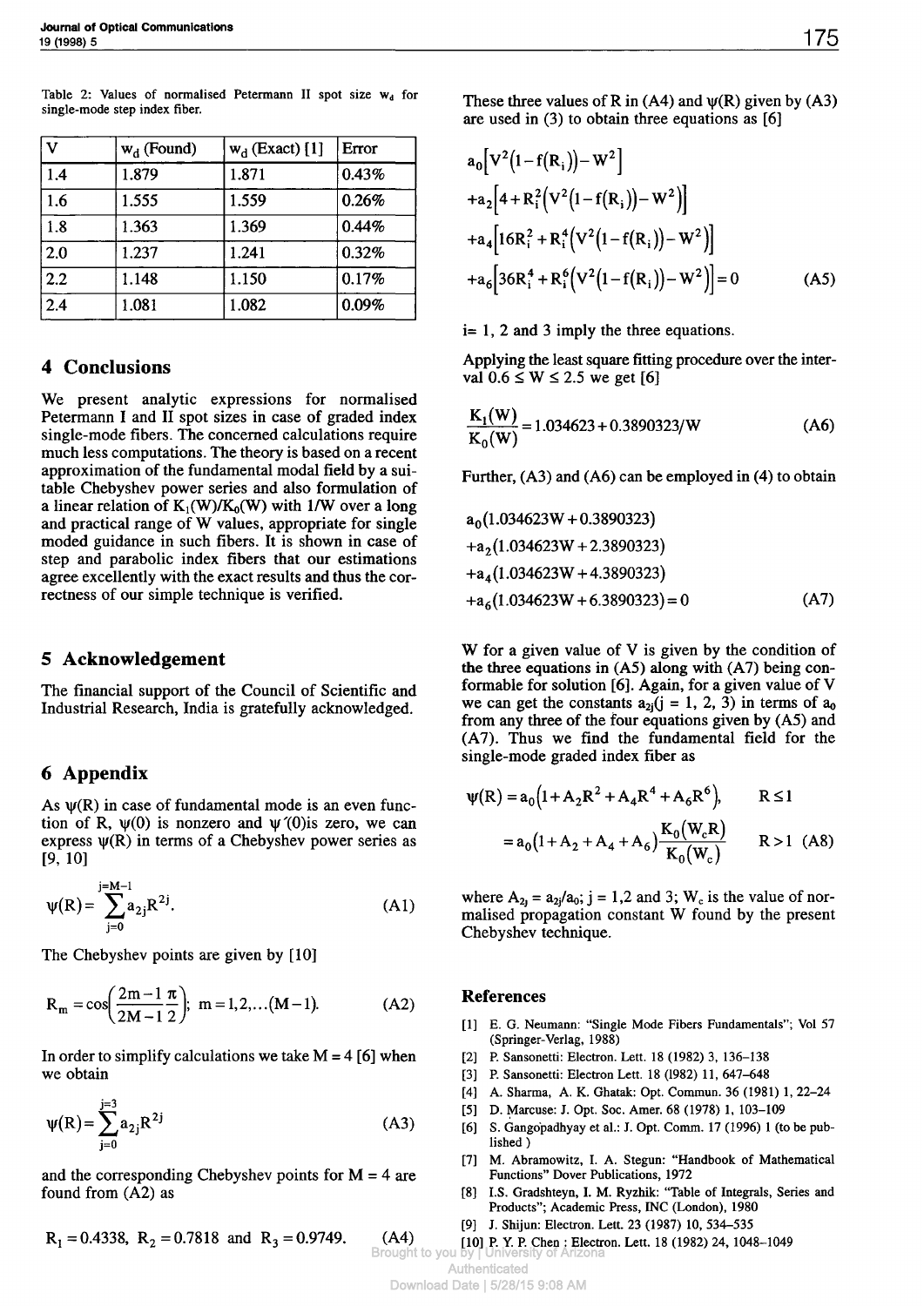Table 2: Values of normalised Petermann II spot size $w_d$ for single-mode step index fiber.

| V | $w_d$ (Found) | $w_d$ (Exact) [1] | Error |
|---|---|---|---|
| 1.4 | 1.879 | 1.871 | 0.43% |
| 1.6 | 1.555 | 1.559 | 0.26% |
| 1.8 | 1.363 | 1.369 | 0.44% |
| 2.0 | 1.237 | 1.241 | 0.32% |
| 2.2 | 1.148 | 1.150 | 0.17% |
| 2.4 | 1.081 | 1.082 | 0.09% |

## 4 Conclusions

We present analytic expressions for normalised Petermann I and II spot sizes in case of graded index single-mode fibers. The concerned calculations require much less computations. The theory is based on a recent approximation of the fundamental modal field by a suitable Chebyshev power series and also formulation of a linear relation of $K_1(W)/K_0(W)$ with $1/W$ over a long and practical range of W values, appropriate for single moded guidance in such fibers. It is shown in case of step and parabolic index fibers that our estimations agree excellently with the exact results and thus the correctness of our simple technique is verified.

## 5 Acknowledgement

The financial support of the Council of Scientific and Industrial Research, India is gratefully acknowledged.

## 6 Appendix

As $\psi(R)$ in case of fundamental mode is an even function of R, $\psi(0)$ is nonzero and $\psi'(0)$is zero, we can express $\psi(R)$ in terms of a Chebyshev power series as [9, 10]

$$\psi(R) = \sum_{j=0}^{j=M-1} a_{2j} R^{2j}. \tag{A1}$$

The Chebyshev points are given by [10]

$$R_m = \cos\left(\frac{2m-1}{2M-1}\frac{\pi}{2}\right); \quad m = 1,2,\ldots(M-1). \tag{A2}$$

In order to simplify calculations we take M = 4 [6] when we obtain

$$\psi(R) = \sum_{j=0}^{j=3} a_{2j} R^{2j} \tag{A3}$$

and the corresponding Chebyshev points for M = 4 are found from (A2) as

$$R_1 = 0.4338, \; R_2 = 0.7818 \text{ and } R_3 = 0.9749. \tag{A4}$$

These three values of R in (A4) and $\psi(R)$ given by (A3) are used in (3) to obtain three equations as [6]

$$\begin{aligned}
&a_0\left[V^2\left(1-f(R_i)\right)-W^2\right] \\
&+a_2\left[4+R_i^2\left(V^2\left(1-f(R_i)\right)-W^2\right)\right] \\
&+a_4\left[16R_i^2+R_i^4\left(V^2\left(1-f(R_i)\right)-W^2\right)\right] \\
&+a_6\left[36R_i^4+R_i^6\left(V^2\left(1-f(R_i)\right)-W^2\right)\right]=0
\end{aligned} \tag{A5}$$

i= 1, 2 and 3 imply the three equations.

Applying the least square fitting procedure over the interval $0.6 \leq W \leq 2.5$ we get [6]

$$\frac{K_1(W)}{K_0(W)} = 1.034623 + 0.3890323/W \tag{A6}$$

Further, (A3) and (A6) can be employed in (4) to obtain

$$\begin{aligned}
&a_0(1.034623W + 0.3890323) \\
&+a_2(1.034623W + 2.3890323) \\
&+a_4(1.034623W + 4.3890323) \\
&+a_6(1.034623W + 6.3890323) = 0
\end{aligned} \tag{A7}$$

W for a given value of V is given by the condition of the three equations in (A5) along with (A7) being conformable for solution [6]. Again, for a given value of V we can get the constants $a_{2j}(j = 1, 2, 3)$ in terms of $a_0$ from any three of the four equations given by (A5) and (A7). Thus we find the fundamental field for the single-mode graded index fiber as

$$\begin{aligned}
\psi(R) &= a_0\left(1 + A_2R^2 + A_4R^4 + A_6R^6\right), & R \leq 1 \\
&= a_0\left(1 + A_2 + A_4 + A_6\right)\frac{K_0(W_cR)}{K_0(W_c)} & R > 1
\end{aligned} \tag{A8}$$

where $A_{2j} = a_{2j}/a_0$; j = 1,2 and 3; $W_c$ is the value of normalised propagation constant W found by the present Chebyshev technique.

### References

[1] E. G. Neumann: "Single Mode Fibers Fundamentals"; Vol 57 (Springer-Verlag, 1988)

[2] P. Sansonetti: Electron Lett. 18 (1982) 3, 136–138

[3] P. Sansonetti: Electron Lett. 18 (1982) 11, 647–648

[4] A. Sharma, A. K. Ghatak: Opt. Commun. 36 (1981) 1, 22–24

[5] D. Marcuse: J. Opt. Soc. Amer. 68 (1978) 1, 103–109

[6] S. Gangopadhyay et al.: J. Opt. Comm. 17 (1996) 1 (to be published)

[7] M. Abramowitz, I. A. Stegun: "Handbook of Mathematical Functions" Dover Publications, 1972

[8] I.S. Gradshteyn, I. M. Ryzhik: "Table of Integrals, Series and Products"; Academic Press, INC (London), 1980

[9] J. Shijun: Electron. Lett. 23 (1987) 10, 534–535

[10] P. Y. P. Chen : Electron. Lett. 18 (1982) 24, 1048–1049